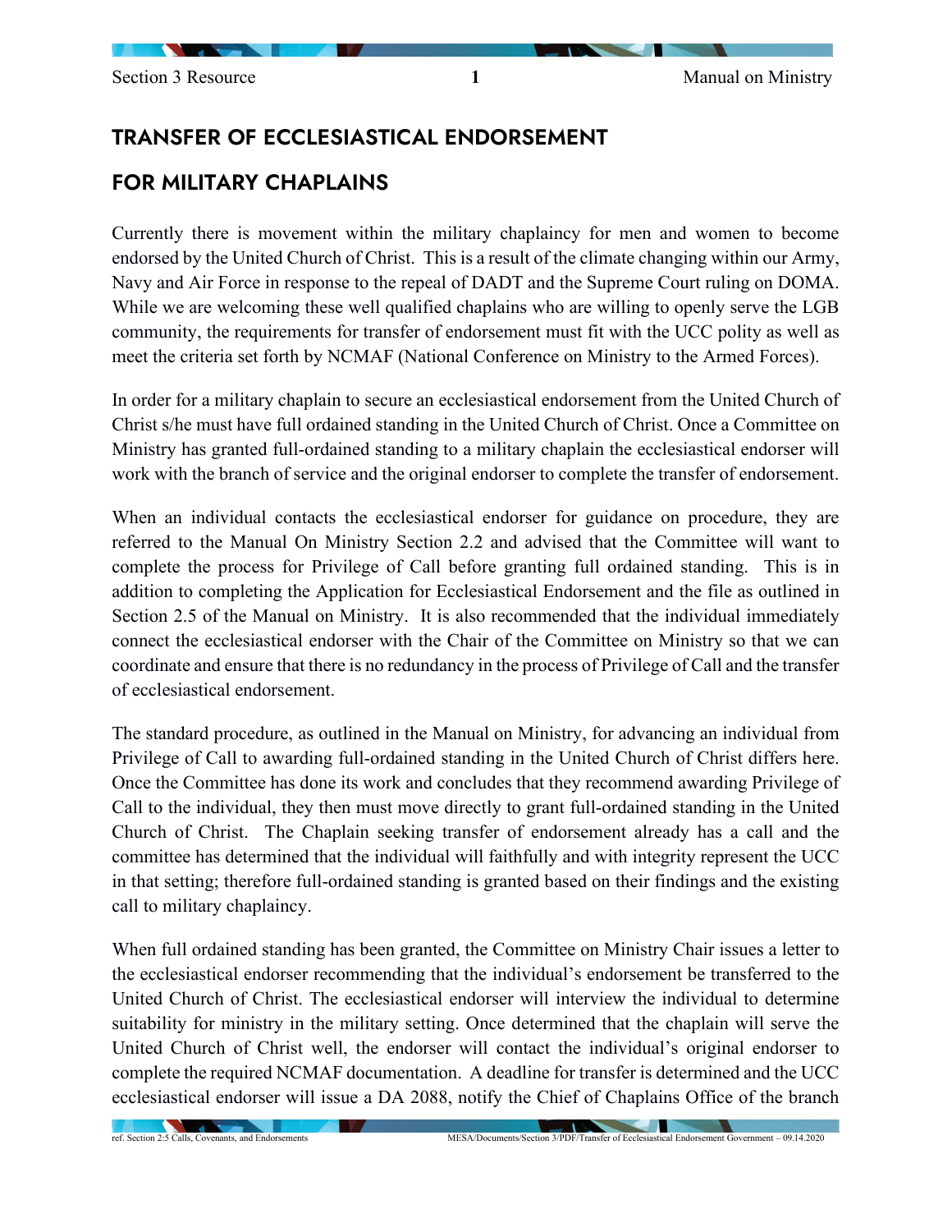# TRANSFER OF ECCLESIASTICAL ENDORSEMENT

# FOR MILITARY CHAPLAINS

Currently there is movement within the military chaplaincy for men and women to become endorsed by the United Church of Christ. This is a result of the climate changing within our Army, Navy and Air Force in response to the repeal of DADT and the Supreme Court ruling on DOMA. While we are welcoming these well qualified chaplains who are willing to openly serve the LGB community, the requirements for transfer of endorsement must fit with the UCC polity as well as meet the criteria set forth by NCMAF (National Conference on Ministry to the Armed Forces).

In order for a military chaplain to secure an ecclesiastical endorsement from the United Church of Christ s/he must have full ordained standing in the United Church of Christ. Once a Committee on Ministry has granted full-ordained standing to a military chaplain the ecclesiastical endorser will work with the branch of service and the original endorser to complete the transfer of endorsement.

When an individual contacts the ecclesiastical endorser for guidance on procedure, they are referred to the Manual On Ministry Section 2.2 and advised that the Committee will want to complete the process for Privilege of Call before granting full ordained standing. This is in addition to completing the Application for Ecclesiastical Endorsement and the file as outlined in Section 2.5 of the Manual on Ministry. It is also recommended that the individual immediately connect the ecclesiastical endorser with the Chair of the Committee on Ministry so that we can coordinate and ensure that there is no redundancy in the process of Privilege of Call and the transfer of ecclesiastical endorsement.

The standard procedure, as outlined in the Manual on Ministry, for advancing an individual from Privilege of Call to awarding full-ordained standing in the United Church of Christ differs here. Once the Committee has done its work and concludes that they recommend awarding Privilege of Call to the individual, they then must move directly to grant full-ordained standing in the United Church of Christ. The Chaplain seeking transfer of endorsement already has a call and the committee has determined that the individual will faithfully and with integrity represent the UCC in that setting; therefore full-ordained standing is granted based on their findings and the existing call to military chaplaincy.

When full ordained standing has been granted, the Committee on Ministry Chair issues a letter to the ecclesiastical endorser recommending that the individual's endorsement be transferred to the United Church of Christ. The ecclesiastical endorser will interview the individual to determine suitability for ministry in the military setting. Once determined that the chaplain will serve the United Church of Christ well, the endorser will contact the individual's original endorser to complete the required NCMAF documentation. A deadline for transfer is determined and the UCC ecclesiastical endorser will issue a DA 2088, notify the Chief of Chaplains Office of the branch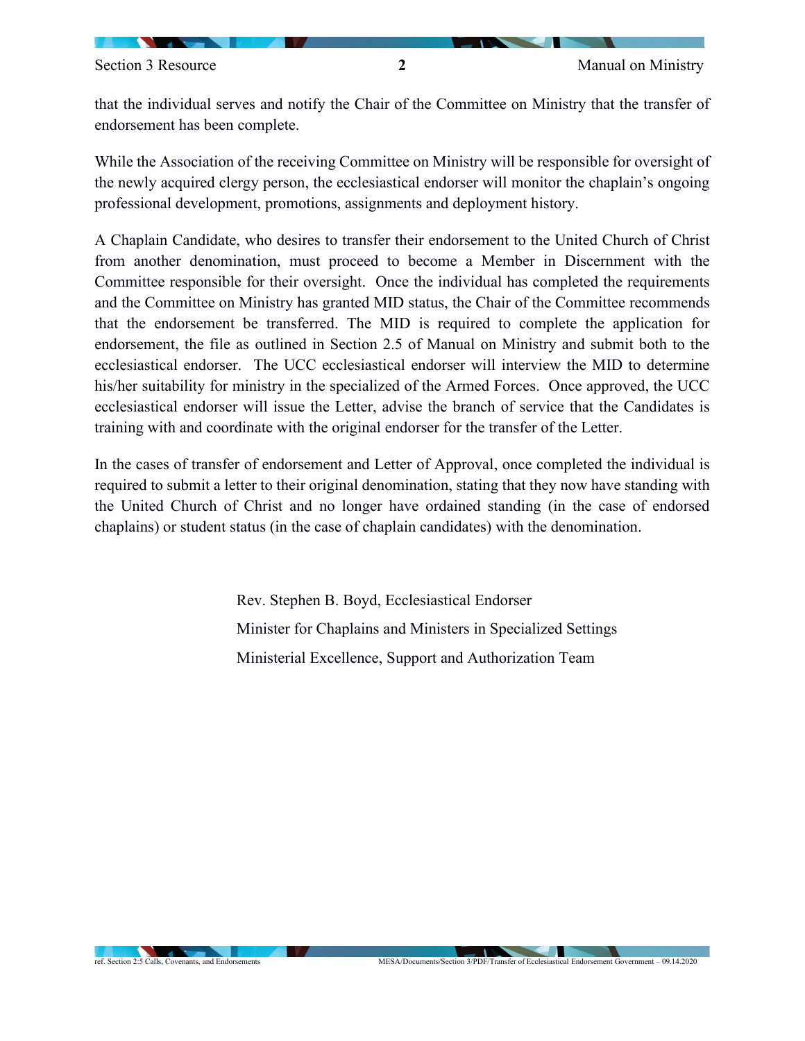that the individual serves and notify the Chair of the Committee on Ministry that the transfer of endorsement has been complete.

While the Association of the receiving Committee on Ministry will be responsible for oversight of the newly acquired clergy person, the ecclesiastical endorser will monitor the chaplain's ongoing professional development, promotions, assignments and deployment history.

A Chaplain Candidate, who desires to transfer their endorsement to the United Church of Christ from another denomination, must proceed to become a Member in Discernment with the Committee responsible for their oversight. Once the individual has completed the requirements and the Committee on Ministry has granted MID status, the Chair of the Committee recommends that the endorsement be transferred. The MID is required to complete the application for endorsement, the file as outlined in Section 2.5 of Manual on Ministry and submit both to the ecclesiastical endorser. The UCC ecclesiastical endorser will interview the MID to determine his/her suitability for ministry in the specialized of the Armed Forces. Once approved, the UCC ecclesiastical endorser will issue the Letter, advise the branch of service that the Candidates is training with and coordinate with the original endorser for the transfer of the Letter.

In the cases of transfer of endorsement and Letter of Approval, once completed the individual is required to submit a letter to their original denomination, stating that they now have standing with the United Church of Christ and no longer have ordained standing (in the case of endorsed chaplains) or student status (in the case of chaplain candidates) with the denomination.

Rev. Stephen B. Boyd, Ecclesiastical Endorser
Minister for Chaplains and Ministers in Specialized Settings
Ministerial Excellence, Support and Authorization Team